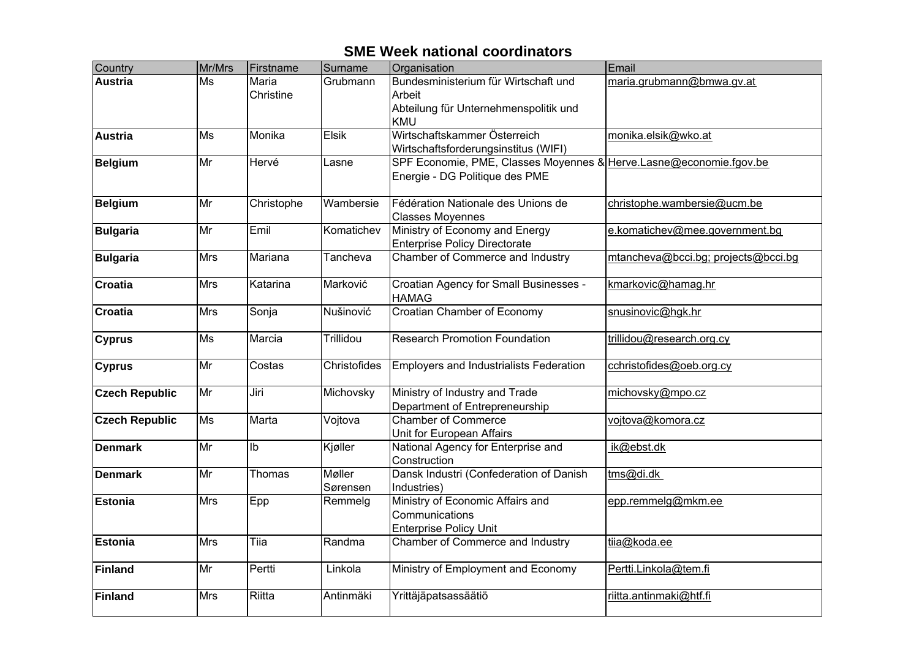# SME Week national coordinators

| Country | Mr/Mrs | Firstname | Surname | Organisation | Email |
|---|---|---|---|---|---|
| **Austria** | Ms | Maria Christine | Grubmann | Bundesministerium für Wirtschaft und Arbeit Abteilung für Unternehmenspolitik und KMU | maria.grubmann@bmwa.gv.at |
| **Austria** | Ms | Monika | Elsik | Wirtschaftskammer Österreich Wirtschaftsforderungsinstitus (WIFI) | monika.elsik@wko.at |
| **Belgium** | Mr | Hervé | Lasne | SPF Economie, PME, Classes Moyennes & Energie - DG Politique des PME | Herve.Lasne@economie.fgov.be |
| **Belgium** | Mr | Christophe | Wambersie | Fédération Nationale des Unions de Classes Moyennes | christophe.wambersie@ucm.be |
| **Bulgaria** | Mr | Emil | Komatichev | Ministry of Economy and Energy Enterprise Policy Directorate | e.komatichev@mee.government.bg |
| **Bulgaria** | Mrs | Mariana | Tancheva | Chamber of Commerce and Industry | mtancheva@bcci.bg; projects@bcci.bg |
| **Croatia** | Mrs | Katarina | Marković | Croatian Agency for Small Businesses - HAMAG | kmarkovic@hamag.hr |
| **Croatia** | Mrs | Sonja | Nušinović | Croatian Chamber of Economy | snusinovic@hgk.hr |
| **Cyprus** | Ms | Marcia | Trillidou | Research Promotion Foundation | trillidou@research.org.cy |
| **Cyprus** | Mr | Costas | Christofides | Employers and Industrialists Federation | cchristofides@oeb.org.cy |
| **Czech Republic** | Mr | Jiri | Michovsky | Ministry of Industry and Trade Department of Entrepreneurship | michovsky@mpo.cz |
| **Czech Republic** | Ms | Marta | Vojtova | Chamber of Commerce Unit for European Affairs | vojtova@komora.cz |
| **Denmark** | Mr | Ib | Kjøller | National Agency for Enterprise and Construction | ik@ebst.dk |
| **Denmark** | Mr | Thomas | Møller Sørensen | Dansk Industri (Confederation of Danish Industries) | tms@di.dk |
| **Estonia** | Mrs | Epp | Remmelg | Ministry of Economic Affairs and Communications Enterprise Policy Unit | epp.remmelg@mkm.ee |
| **Estonia** | Mrs | Tiia | Randma | Chamber of Commerce and Industry | tiia@koda.ee |
| **Finland** | Mr | Pertti | Linkola | Ministry of Employment and Economy | Pertti.Linkola@tem.fi |
| **Finland** | Mrs | Riitta | Antinmäki | Yrittäjäpatsassäätiö | riitta.antinmaki@htf.fi |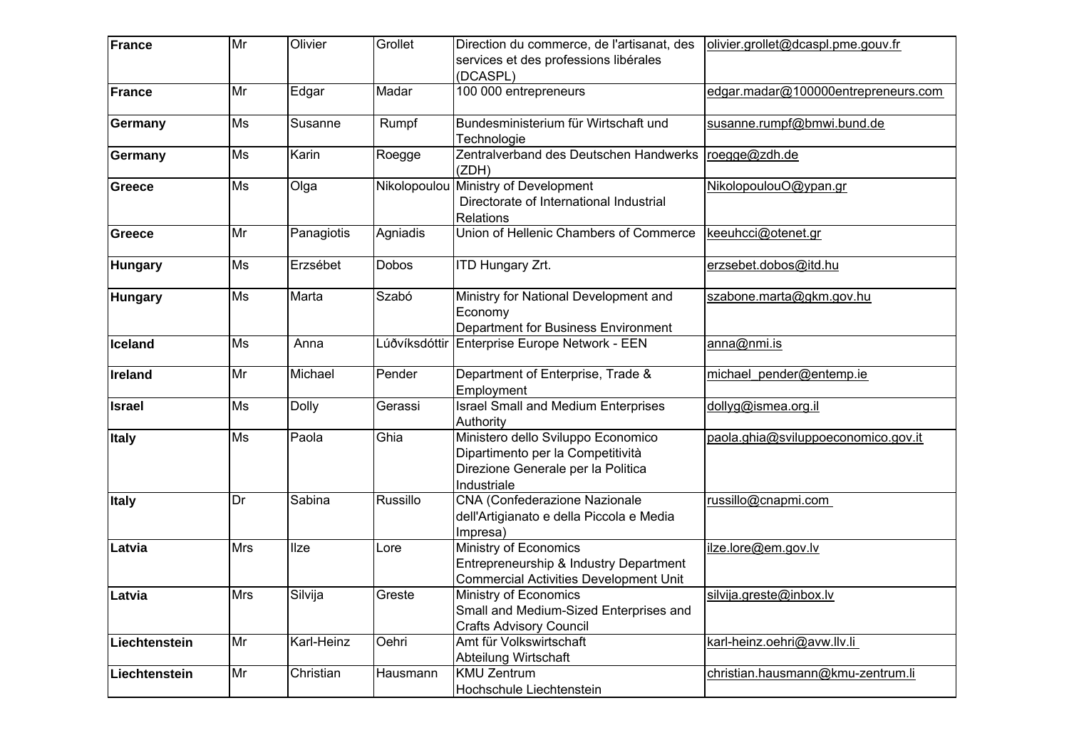| **France** | Mr | Olivier | Grollet | Direction du commerce, de l'artisanat, des services et des professions libérales (DCASPL) | olivier.grollet@dcaspl.pme.gouv.fr |
|---|---|---|---|---|---|
| **France** | Mr | Edgar | Madar | 100 000 entrepreneurs | edgar.madar@100000entrepreneurs.com |
| **Germany** | Ms | Susanne | Rumpf | Bundesministerium für Wirtschaft und Technologie | susanne.rumpf@bmwi.bund.de |
| **Germany** | Ms | Karin | Roegge | Zentralverband des Deutschen Handwerks (ZDH) | roegge@zdh.de |
| **Greece** | Ms | Olga | Nikolopoulou | Ministry of Development Directorate of International Industrial Relations | NikolopoulouO@ypan.gr |
| **Greece** | Mr | Panagiotis | Agniadis | Union of Hellenic Chambers of Commerce | keeuhcci@otenet.gr |
| **Hungary** | Ms | Erzsébet | Dobos | ITD Hungary Zrt. | erzsebet.dobos@itd.hu |
| **Hungary** | Ms | Marta | Szabó | Ministry for National Development and Economy Department for Business Environment | szabone.marta@gkm.gov.hu |
| **Iceland** | Ms | Anna | Lúðvíksdóttir | Enterprise Europe Network - EEN | anna@nmi.is |
| **Ireland** | Mr | Michael | Pender | Department of Enterprise, Trade & Employment | michael_pender@entemp.ie |
| **Israel** | Ms | Dolly | Gerassi | Israel Small and Medium Enterprises Authority | dollyg@ismea.org.il |
| **Italy** | Ms | Paola | Ghia | Ministero dello Sviluppo Economico Dipartimento per la Competitività Direzione Generale per la Politica Industriale | paola.ghia@sviluppoeconomico.gov.it |
| **Italy** | Dr | Sabina | Russillo | CNA (Confederazione Nazionale dell'Artigianato e della Piccola e Media Impresa) | russillo@cnapmi.com |
| **Latvia** | Mrs | Ilze | Lore | Ministry of Economics Entrepreneurship & Industry Department Commercial Activities Development Unit | ilze.lore@em.gov.lv |
| **Latvia** | Mrs | Silvija | Greste | Ministry of Economics Small and Medium-Sized Enterprises and Crafts Advisory Council | silvija.greste@inbox.lv |
| **Liechtenstein** | Mr | Karl-Heinz | Oehri | Amt für Volkswirtschaft Abteilung Wirtschaft | karl-heinz.oehri@avw.llv.li |
| **Liechtenstein** | Mr | Christian | Hausmann | KMU Zentrum Hochschule Liechtenstein | christian.hausmann@kmu-zentrum.li |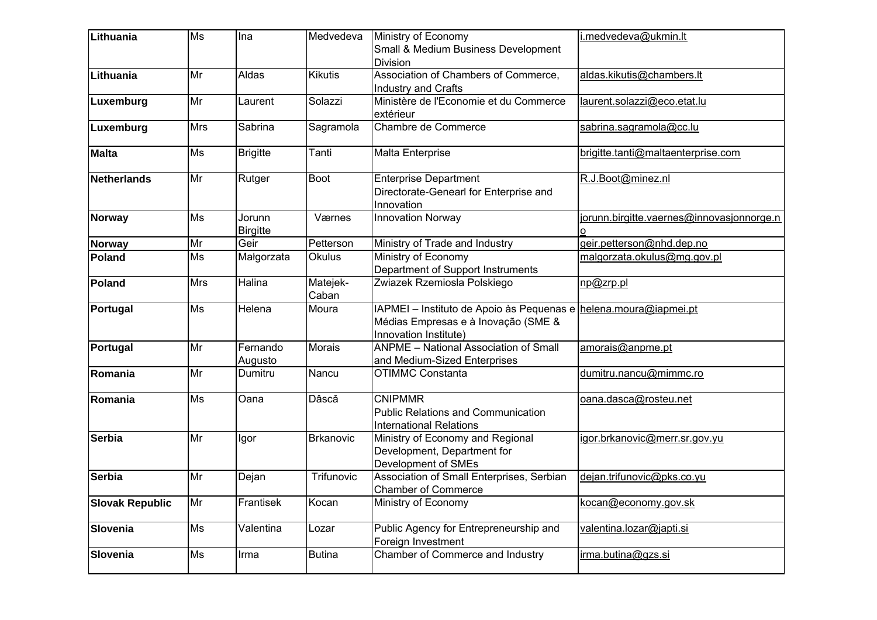| | | | | | |
|---|---|---|---|---|---|
| **Lithuania** | Ms | Ina | Medvedeva | Ministry of Economy<br>Small & Medium Business Development Division | i.medvedeva@ukmin.lt |
| **Lithuania** | Mr | Aldas | Kikutis | Association of Chambers of Commerce, Industry and Crafts | aldas.kikutis@chambers.lt |
| **Luxemburg** | Mr | Laurent | Solazzi | Ministère de l'Economie et du Commerce extérieur | laurent.solazzi@eco.etat.lu |
| **Luxemburg** | Mrs | Sabrina | Sagramola | Chambre de Commerce | sabrina.sagramola@cc.lu |
| **Malta** | Ms | Brigitte | Tanti | Malta Enterprise | brigitte.tanti@maltaenterprise.com |
| **Netherlands** | Mr | Rutger | Boot | Enterprise Department<br>Directorate-Genearl for Enterprise and Innovation | R.J.Boot@minez.nl |
| **Norway** | Ms | Jorunn Birgitte | Værnes | Innovation Norway | jorunn.birgitte.vaernes@innovasjonnorge.no |
| **Norway** | Mr | Geir | Petterson | Ministry of Trade and Industry | geir.petterson@nhd.dep.no |
| **Poland** | Ms | Małgorzata | Okulus | Ministry of Economy<br>Department of Support Instruments | malgorzata.okulus@mg.gov.pl |
| **Poland** | Mrs | Halina | Matejek-Caban | Zwiazek Rzemiosla Polskiego | np@zrp.pl |
| **Portugal** | Ms | Helena | Moura | IAPMEI – Instituto de Apoio às Pequenas e Médias Empresas e à Inovação (SME & Innovation Institute) | helena.moura@iapmei.pt |
| **Portugal** | Mr | Fernando Augusto | Morais | ANPME – National Association of Small and Medium-Sized Enterprises | amorais@anpme.pt |
| **Romania** | Mr | Dumitru | Nancu | OTIMMC Constanta | dumitru.nancu@mimmc.ro |
| **Romania** | Ms | Oana | Dâscă | CNIPMMR<br>Public Relations and Communication<br>International Relations | oana.dasca@rosteu.net |
| **Serbia** | Mr | Igor | Brkanovic | Ministry of Economy and Regional Development, Department for Development of SMEs | igor.brkanovic@merr.sr.gov.yu |
| **Serbia** | Mr | Dejan | Trifunovic | Association of Small Enterprises, Serbian Chamber of Commerce | dejan.trifunovic@pks.co.yu |
| **Slovak Republic** | Mr | Frantisek | Kocan | Ministry of Economy | kocan@economy.gov.sk |
| **Slovenia** | Ms | Valentina | Lozar | Public Agency for Entrepreneurship and Foreign Investment | valentina.lozar@japti.si |
| **Slovenia** | Ms | Irma | Butina | Chamber of Commerce and Industry | irma.butina@gzs.si |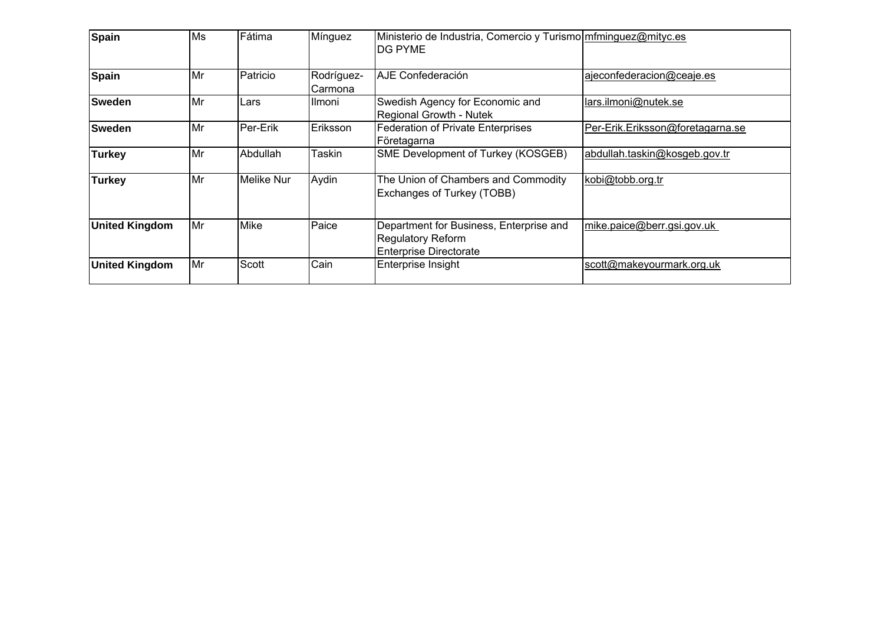| | | | | | |
|---|---|---|---|---|---|
| **Spain** | Ms | Fátima | Mínguez | Ministerio de Industria, Comercio y Turismo DG PYME | mfminguez@mityc.es |
| **Spain** | Mr | Patricio | Rodríguez-Carmona | AJE Confederación | ajeconfederacion@ceaje.es |
| **Sweden** | Mr | Lars | Ilmoni | Swedish Agency for Economic and Regional Growth - Nutek | lars.ilmoni@nutek.se |
| **Sweden** | Mr | Per-Erik | Eriksson | Federation of Private Enterprises Företagarna | Per-Erik.Eriksson@foretagarna.se |
| **Turkey** | Mr | Abdullah | Taskin | SME Development of Turkey (KOSGEB) | abdullah.taskin@kosgeb.gov.tr |
| **Turkey** | Mr | Melike Nur | Aydin | The Union of Chambers and Commodity Exchanges of Turkey (TOBB) | kobi@tobb.org.tr |
| **United Kingdom** | Mr | Mike | Paice | Department for Business, Enterprise and Regulatory Reform Enterprise Directorate | mike.paice@berr.gsi.gov.uk |
| **United Kingdom** | Mr | Scott | Cain | Enterprise Insight | scott@makeyourmark.org.uk |